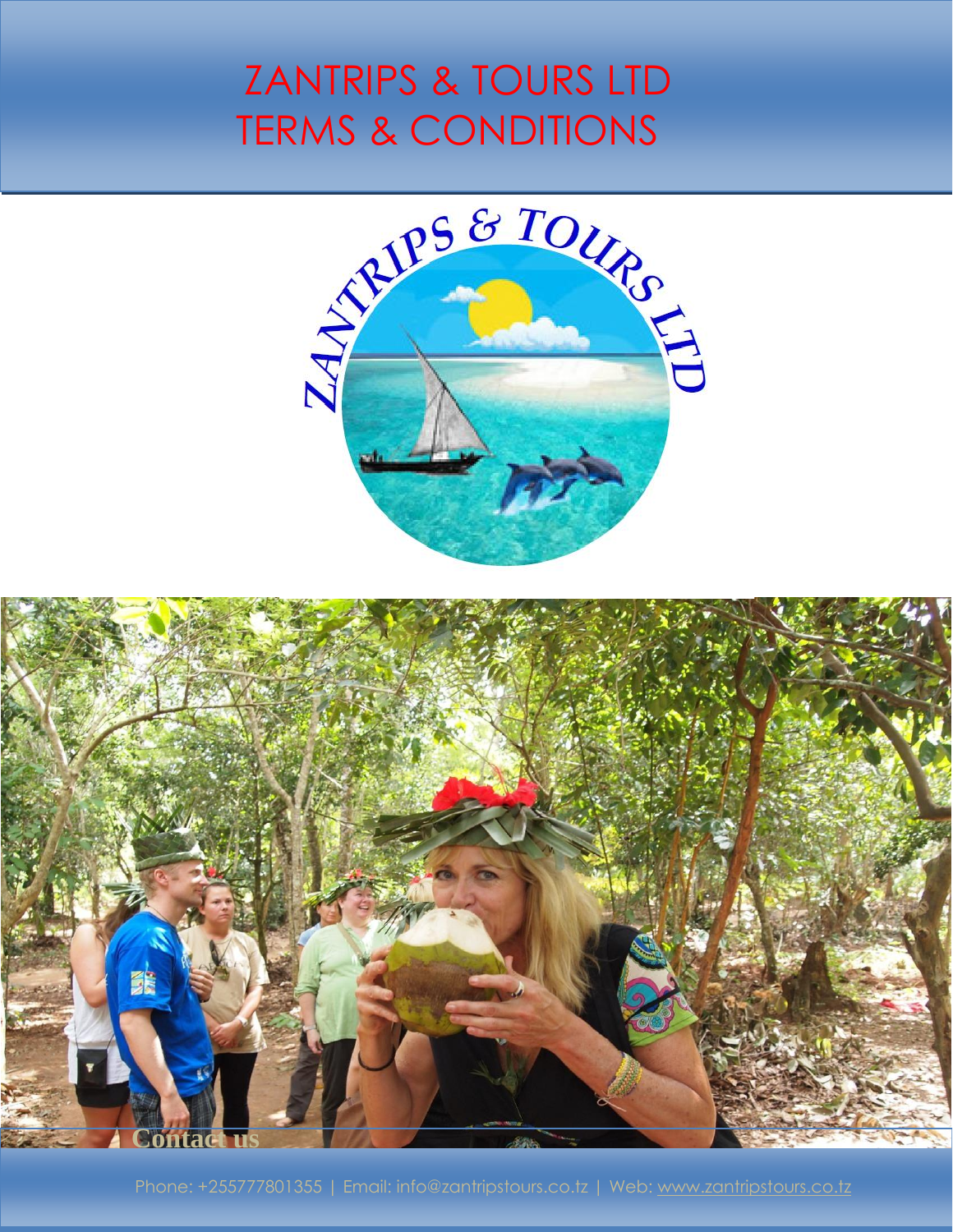# ZANTRIPS & TOURS LTD
# TERMS & CONDITIONS

Contact us

Phone: +255777801355 | Email: info@zantripstours.co.tz | Web: www.zantripstours.co.tz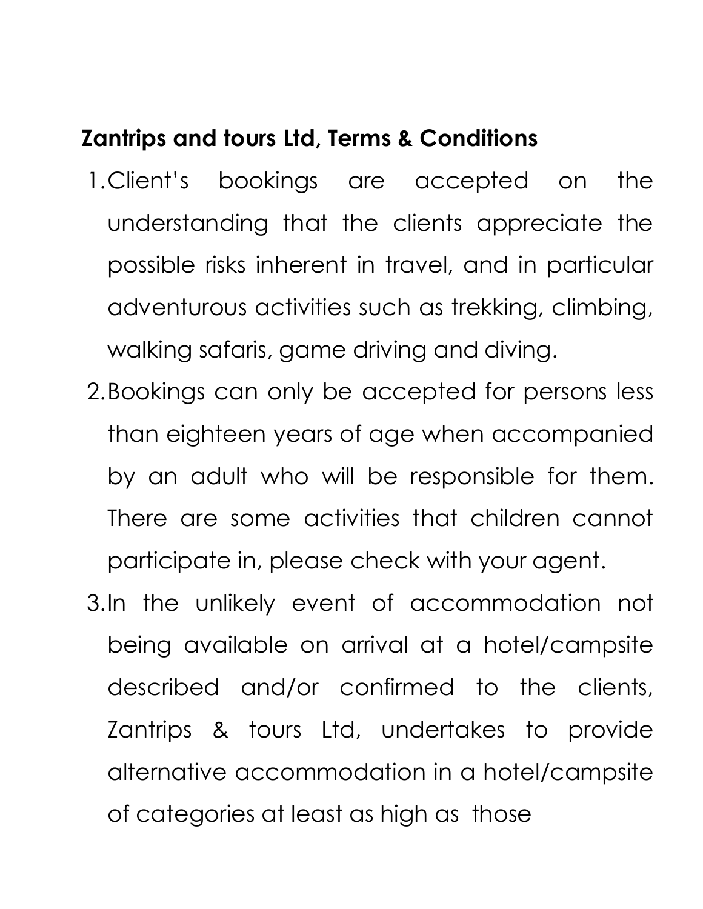**Zantrips and tours Ltd, Terms & Conditions**

1. Client's bookings are accepted on the understanding that the clients appreciate the possible risks inherent in travel, and in particular adventurous activities such as trekking, climbing, walking safaris, game driving and diving.
2. Bookings can only be accepted for persons less than eighteen years of age when accompanied by an adult who will be responsible for them. There are some activities that children cannot participate in, please check with your agent.
3. In the unlikely event of accommodation not being available on arrival at a hotel/campsite described and/or confirmed to the clients, Zantrips & tours Ltd, undertakes to provide alternative accommodation in a hotel/campsite of categories at least as high as those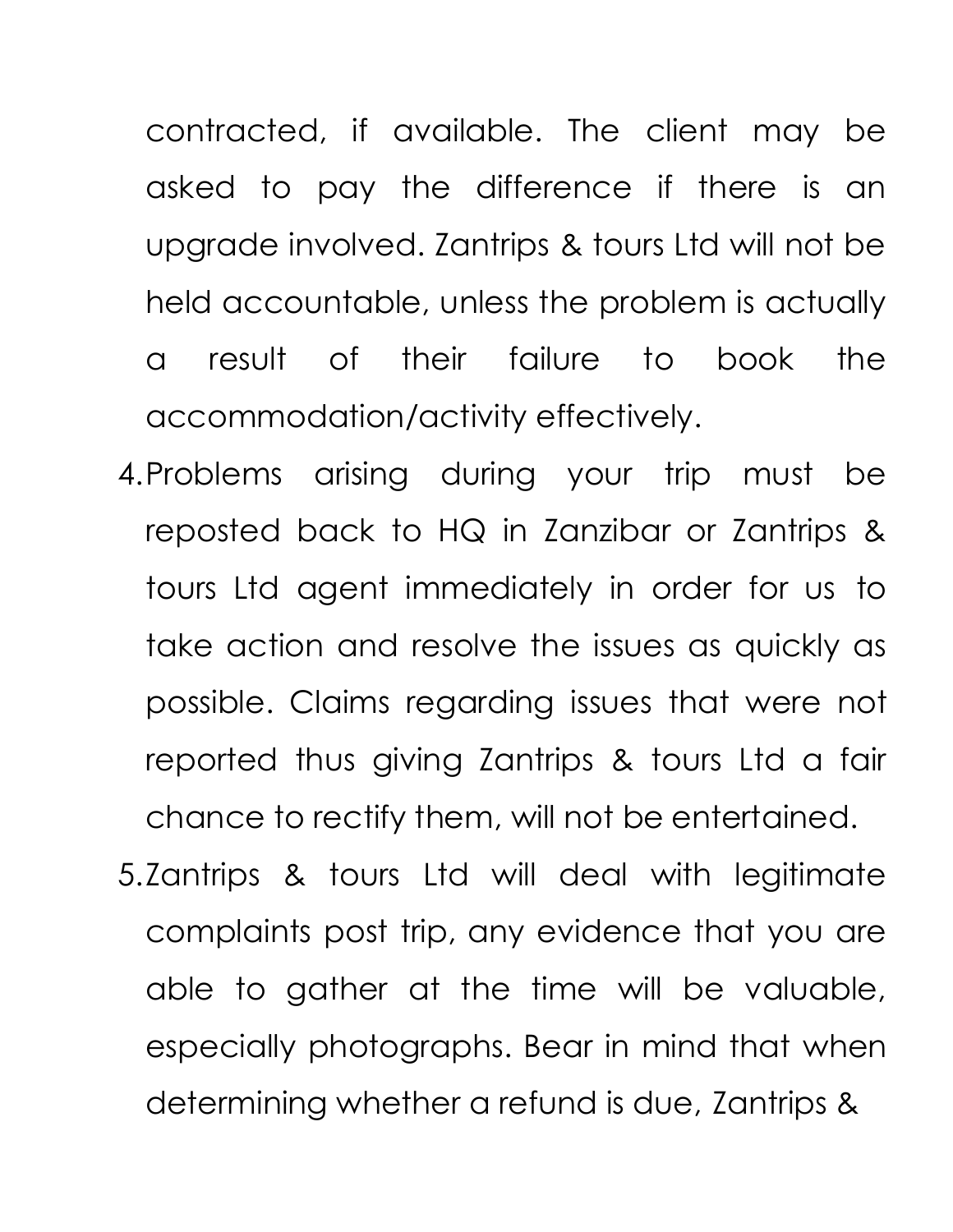contracted, if available. The client may be asked to pay the difference if there is an upgrade involved. Zantrips & tours Ltd will not be held accountable, unless the problem is actually a result of their failure to book the accommodation/activity effectively.

4. Problems arising during your trip must be reposted back to HQ in Zanzibar or Zantrips & tours Ltd agent immediately in order for us to take action and resolve the issues as quickly as possible. Claims regarding issues that were not reported thus giving Zantrips & tours Ltd a fair chance to rectify them, will not be entertained.
5. Zantrips & tours Ltd will deal with legitimate complaints post trip, any evidence that you are able to gather at the time will be valuable, especially photographs. Bear in mind that when determining whether a refund is due, Zantrips &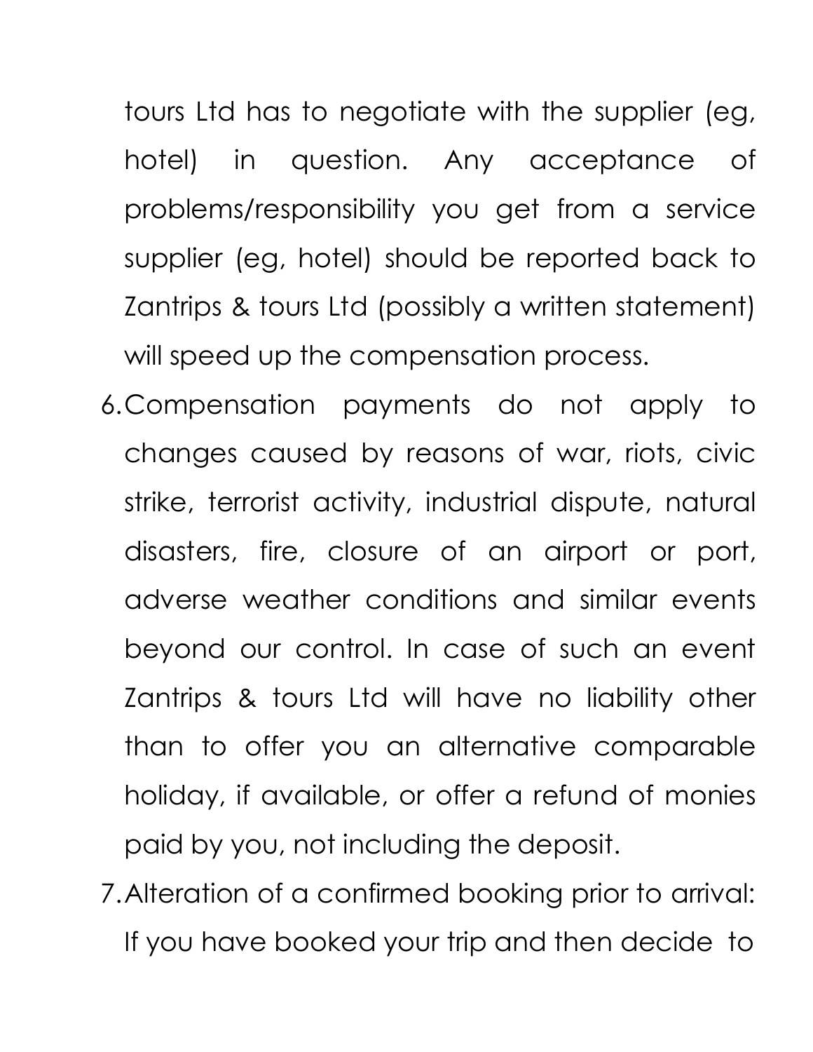tours Ltd has to negotiate with the supplier (eg, hotel) in question. Any acceptance of problems/responsibility you get from a service supplier (eg, hotel) should be reported back to Zantrips & tours Ltd (possibly a written statement) will speed up the compensation process.

6. Compensation payments do not apply to changes caused by reasons of war, riots, civic strike, terrorist activity, industrial dispute, natural disasters, fire, closure of an airport or port, adverse weather conditions and similar events beyond our control. In case of such an event Zantrips & tours Ltd will have no liability other than to offer you an alternative comparable holiday, if available, or offer a refund of monies paid by you, not including the deposit.
7. Alteration of a confirmed booking prior to arrival: If you have booked your trip and then decide to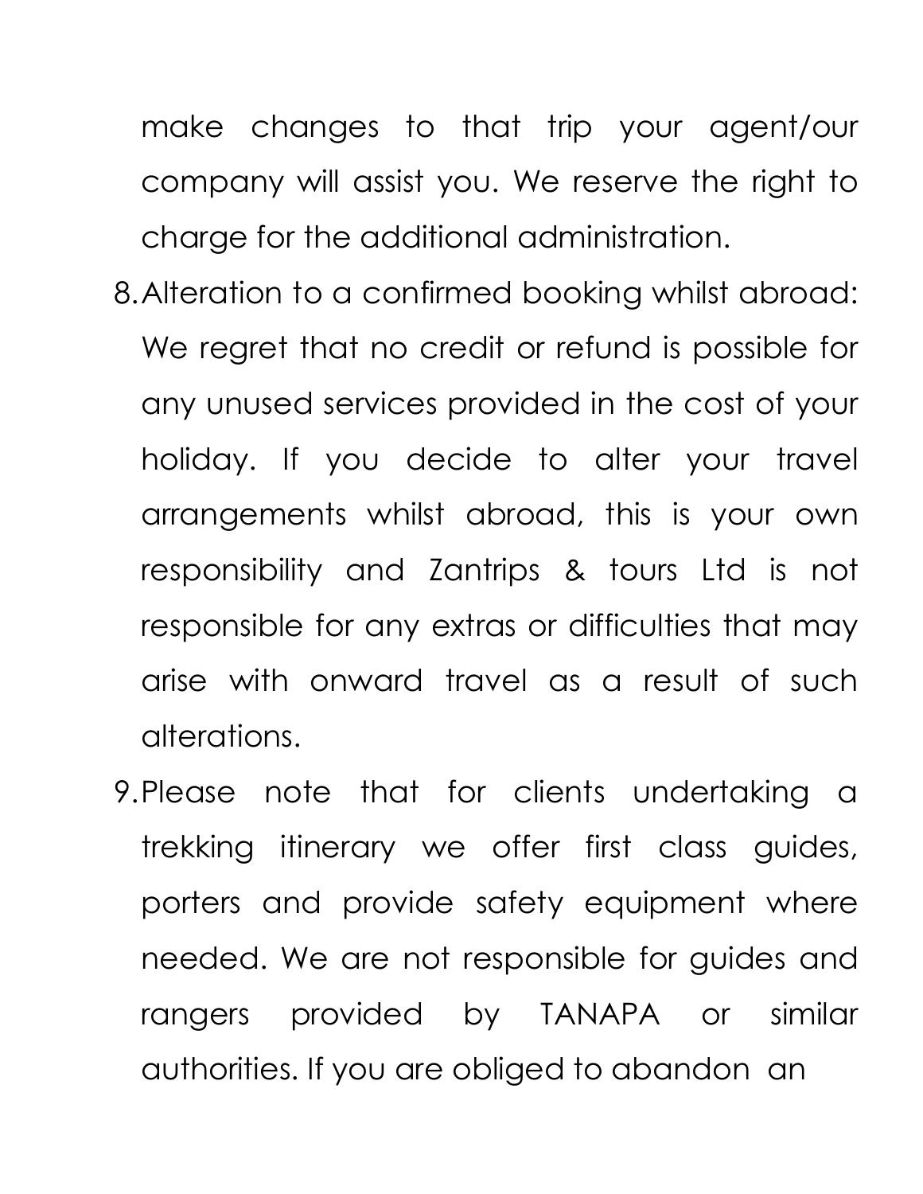make changes to that trip your agent/our company will assist you. We reserve the right to charge for the additional administration.

8. Alteration to a confirmed booking whilst abroad: We regret that no credit or refund is possible for any unused services provided in the cost of your holiday. If you decide to alter your travel arrangements whilst abroad, this is your own responsibility and Zantrips & tours Ltd is not responsible for any extras or difficulties that may arise with onward travel as a result of such alterations.
9. Please note that for clients undertaking a trekking itinerary we offer first class guides, porters and provide safety equipment where needed. We are not responsible for guides and rangers provided by TANAPA or similar authorities. If you are obliged to abandon an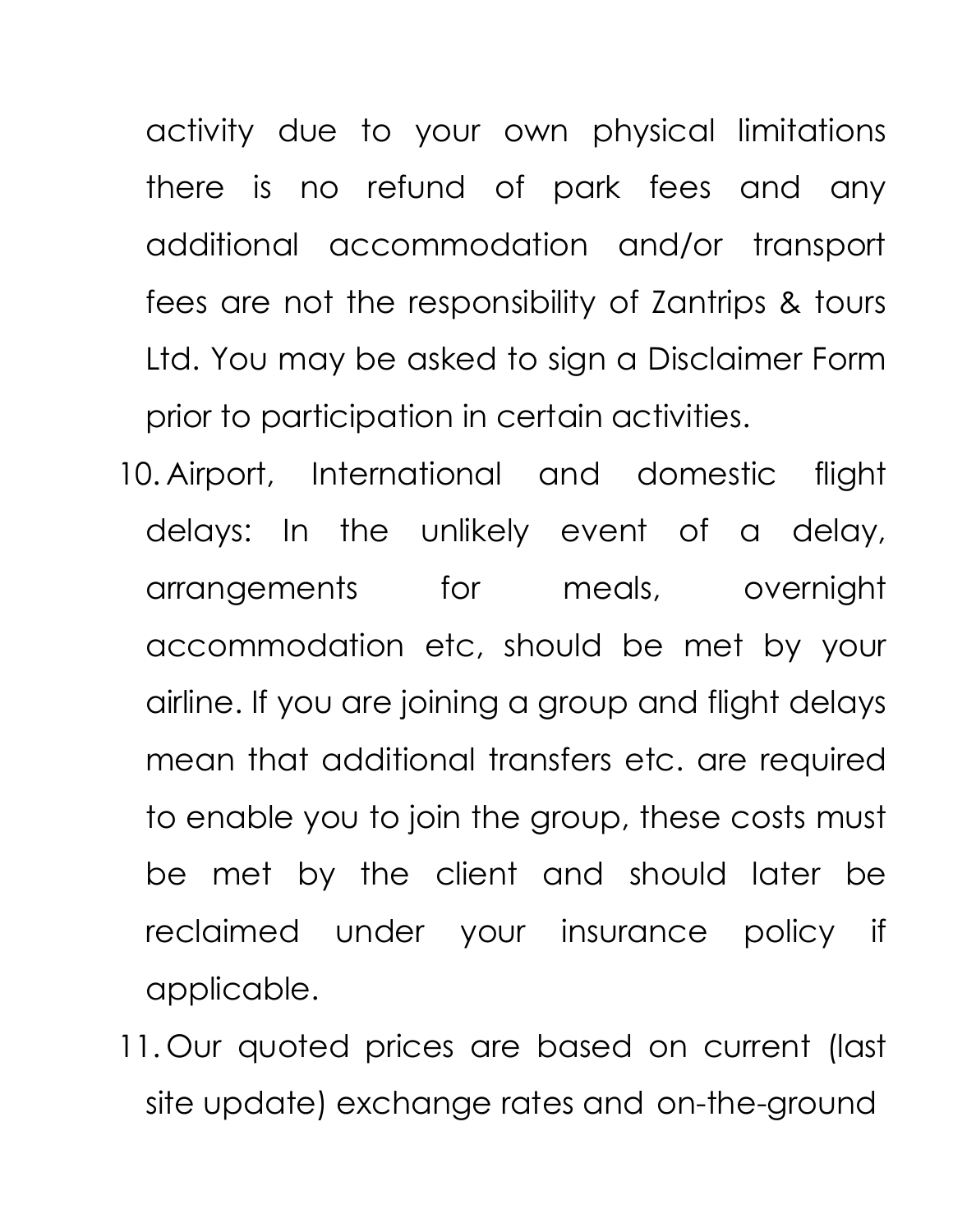activity due to your own physical limitations there is no refund of park fees and any additional accommodation and/or transport fees are not the responsibility of Zantrips & tours Ltd. You may be asked to sign a Disclaimer Form prior to participation in certain activities.

10. Airport, International and domestic flight delays: In the unlikely event of a delay, arrangements for meals, overnight accommodation etc, should be met by your airline. If you are joining a group and flight delays mean that additional transfers etc. are required to enable you to join the group, these costs must be met by the client and should later be reclaimed under your insurance policy if applicable.
11. Our quoted prices are based on current (last site update) exchange rates and on-the-ground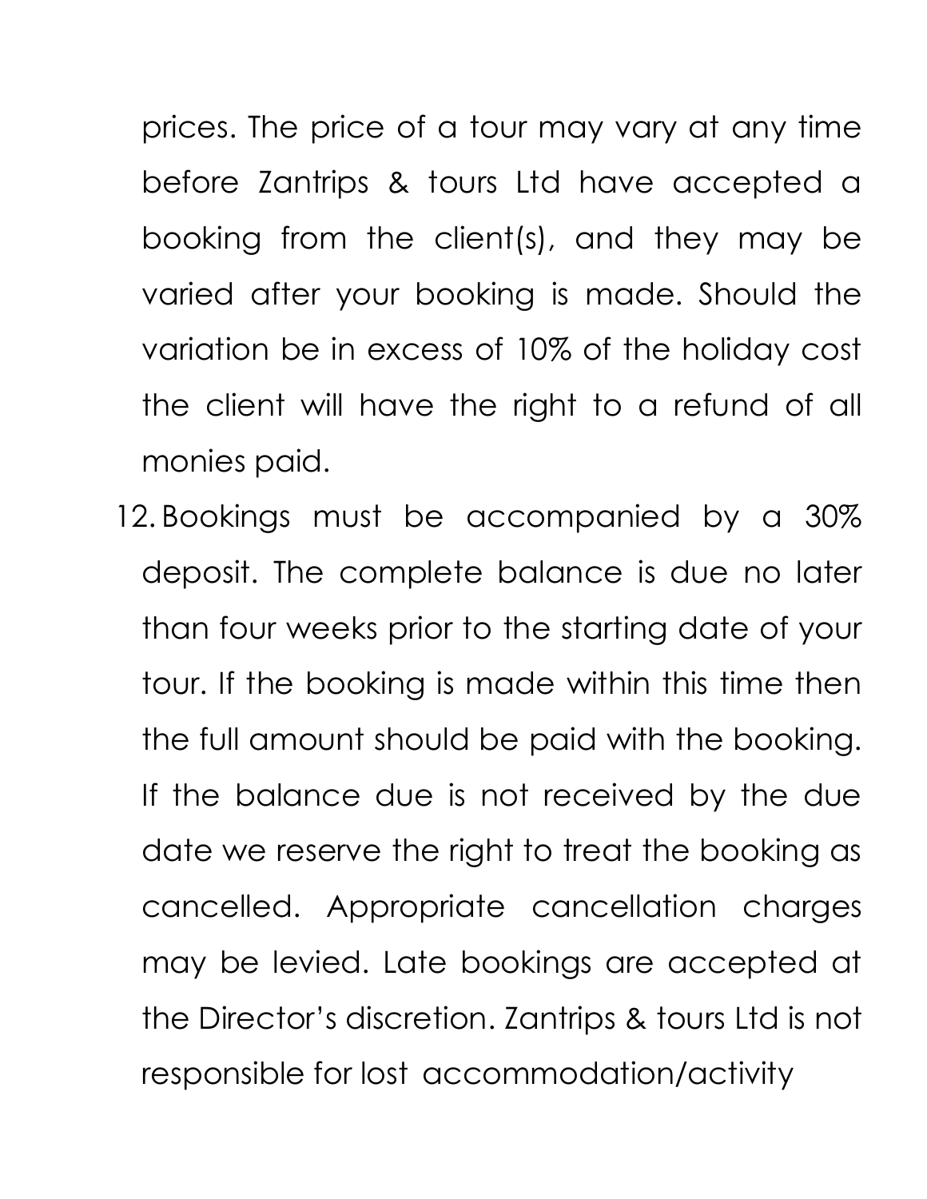prices. The price of a tour may vary at any time before Zantrips & tours Ltd have accepted a booking from the client(s), and they may be varied after your booking is made. Should the variation be in excess of 10% of the holiday cost the client will have the right to a refund of all monies paid.

12. Bookings must be accompanied by a 30% deposit. The complete balance is due no later than four weeks prior to the starting date of your tour. If the booking is made within this time then the full amount should be paid with the booking. If the balance due is not received by the due date we reserve the right to treat the booking as cancelled. Appropriate cancellation charges may be levied. Late bookings are accepted at the Director's discretion. Zantrips & tours Ltd is not responsible for lost accommodation/activity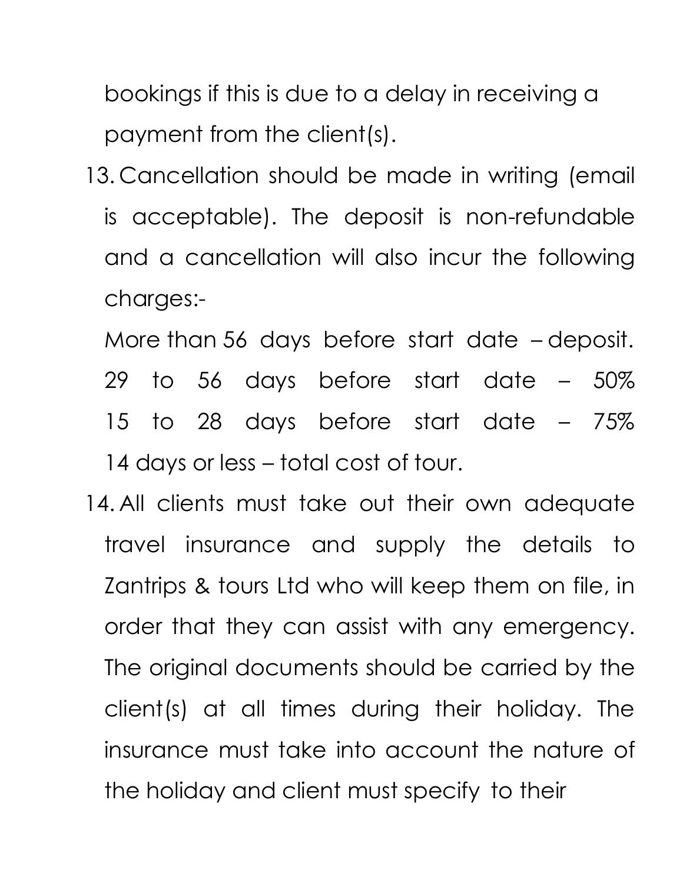bookings if this is due to a delay in receiving a payment from the client(s).

13. Cancellation should be made in writing (email is acceptable). The deposit is non-refundable and a cancellation will also incur the following charges:-

    More than 56 days before start date – deposit.
    29 to 56 days before start date – 50%
    15 to 28 days before start date – 75%
    14 days or less – total cost of tour.

14. All clients must take out their own adequate travel insurance and supply the details to Zantrips & tours Ltd who will keep them on file, in order that they can assist with any emergency. The original documents should be carried by the client(s) at all times during their holiday. The insurance must take into account the nature of the holiday and client must specify to their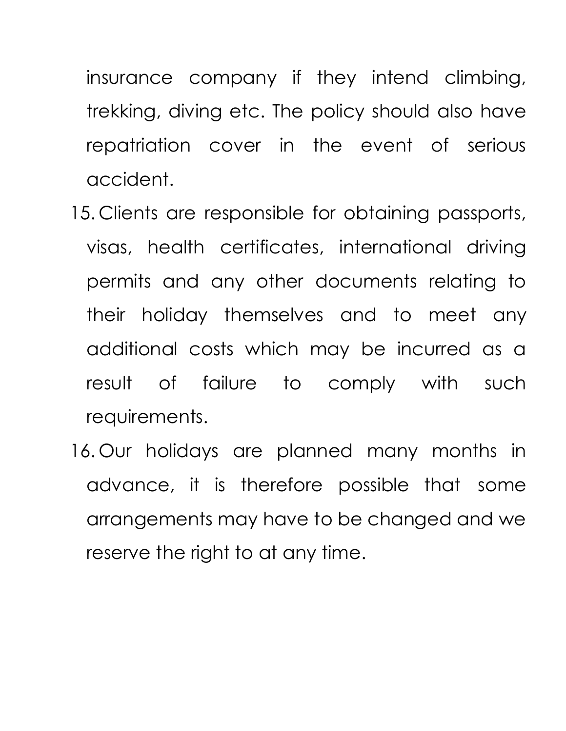insurance company if they intend climbing, trekking, diving etc. The policy should also have repatriation cover in the event of serious accident.

15. Clients are responsible for obtaining passports, visas, health certificates, international driving permits and any other documents relating to their holiday themselves and to meet any additional costs which may be incurred as a result of failure to comply with such requirements.
16. Our holidays are planned many months in advance, it is therefore possible that some arrangements may have to be changed and we reserve the right to at any time.